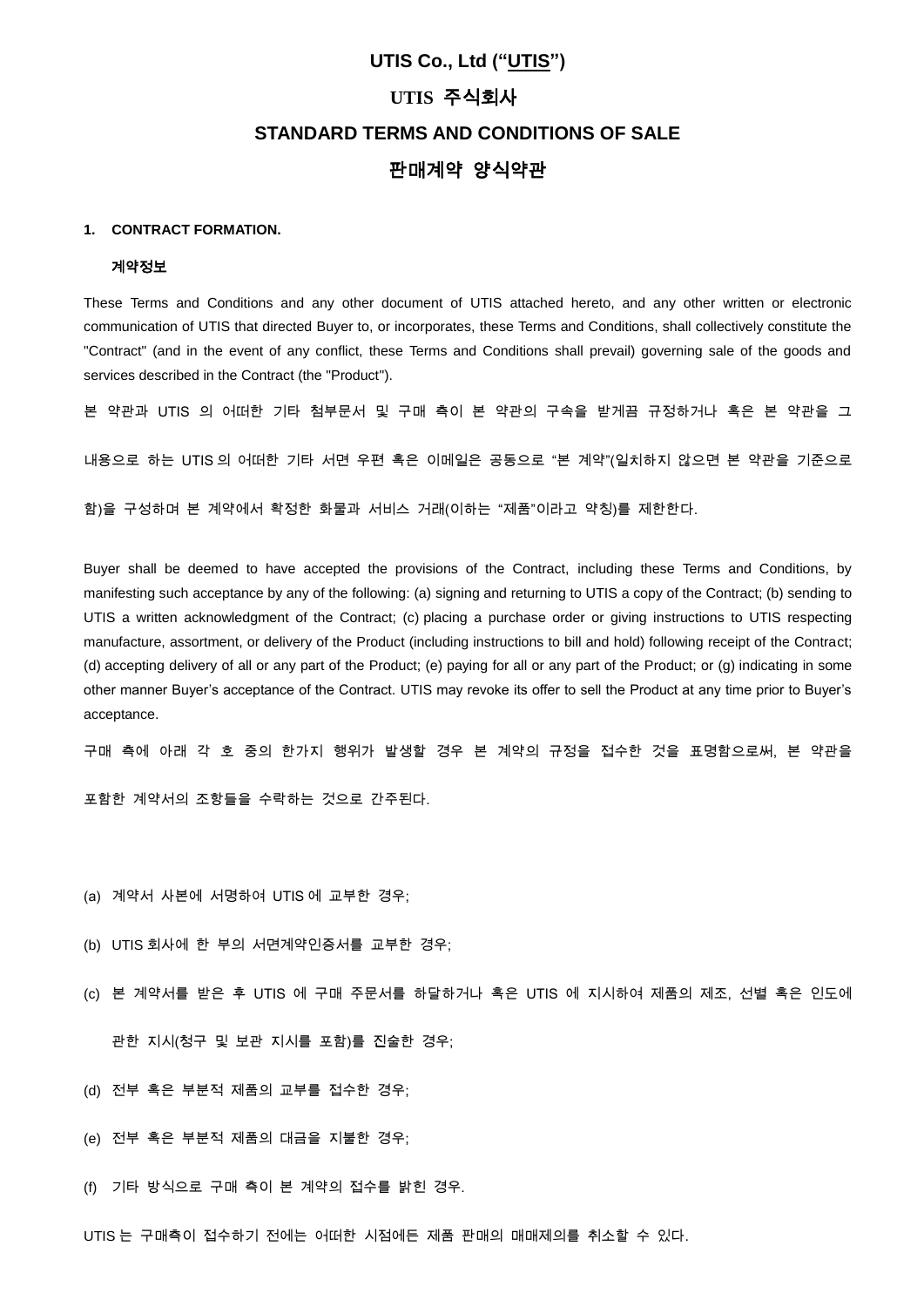# UTIS Co., Ltd ("UTIS")

# UTIS 주식회사

# STANDARD TERMS AND CONDITIONS OF SALE

# 판매계약 양식약관

**1. CONTRACT FORMATION.**

**계약정보**

These Terms and Conditions and any other document of UTIS attached hereto, and any other written or electronic communication of UTIS that directed Buyer to, or incorporates, these Terms and Conditions, shall collectively constitute the "Contract" (and in the event of any conflict, these Terms and Conditions shall prevail) governing sale of the goods and services described in the Contract (the "Product").

본 약관과 UTIS 의 어떠한 기타 첨부문서 및 구매 측이 본 약관의 구속을 받게끔 규정하거나 혹은 본 약관을 그 내용으로 하는 UTIS 의 어떠한 기타 서면 우편 혹은 이메일은 공동으로 "본 계약"(일치하지 않으면 본 약관을 기준으로 함)을 구성하며 본 계약에서 확정한 화물과 서비스 거래(이하는 "제품"이라고 약칭)를 제한한다.

Buyer shall be deemed to have accepted the provisions of the Contract, including these Terms and Conditions, by manifesting such acceptance by any of the following: (a) signing and returning to UTIS a copy of the Contract; (b) sending to UTIS a written acknowledgment of the Contract; (c) placing a purchase order or giving instructions to UTIS respecting manufacture, assortment, or delivery of the Product (including instructions to bill and hold) following receipt of the Contract; (d) accepting delivery of all or any part of the Product; (e) paying for all or any part of the Product; or (g) indicating in some other manner Buyer's acceptance of the Contract. UTIS may revoke its offer to sell the Product at any time prior to Buyer's acceptance.

구매 측에 아래 각 호 중의 한가지 행위가 발생할 경우 본 계약의 규정을 접수한 것을 표명함으로써, 본 약관을 포함한 계약서의 조항들을 수락하는 것으로 간주된다.

(a) 계약서 사본에 서명하여 UTIS 에 교부한 경우;

(b) UTIS 회사에 한 부의 서면계약인증서를 교부한 경우;

(c) 본 계약서를 받은 후 UTIS 에 구매 주문서를 하달하거나 혹은 UTIS 에 지시하여 제품의 제조, 선별 혹은 인도에 관한 지시(청구 및 보관 지시를 포함)를 진술한 경우;

(d) 전부 혹은 부분적 제품의 교부를 접수한 경우;

(e) 전부 혹은 부분적 제품의 대금을 지불한 경우;

(f) 기타 방식으로 구매 측이 본 계약의 접수를 밝힌 경우.

UTIS 는 구매측이 접수하기 전에는 어떠한 시점에든 제품 판매의 매매제의를 취소할 수 있다.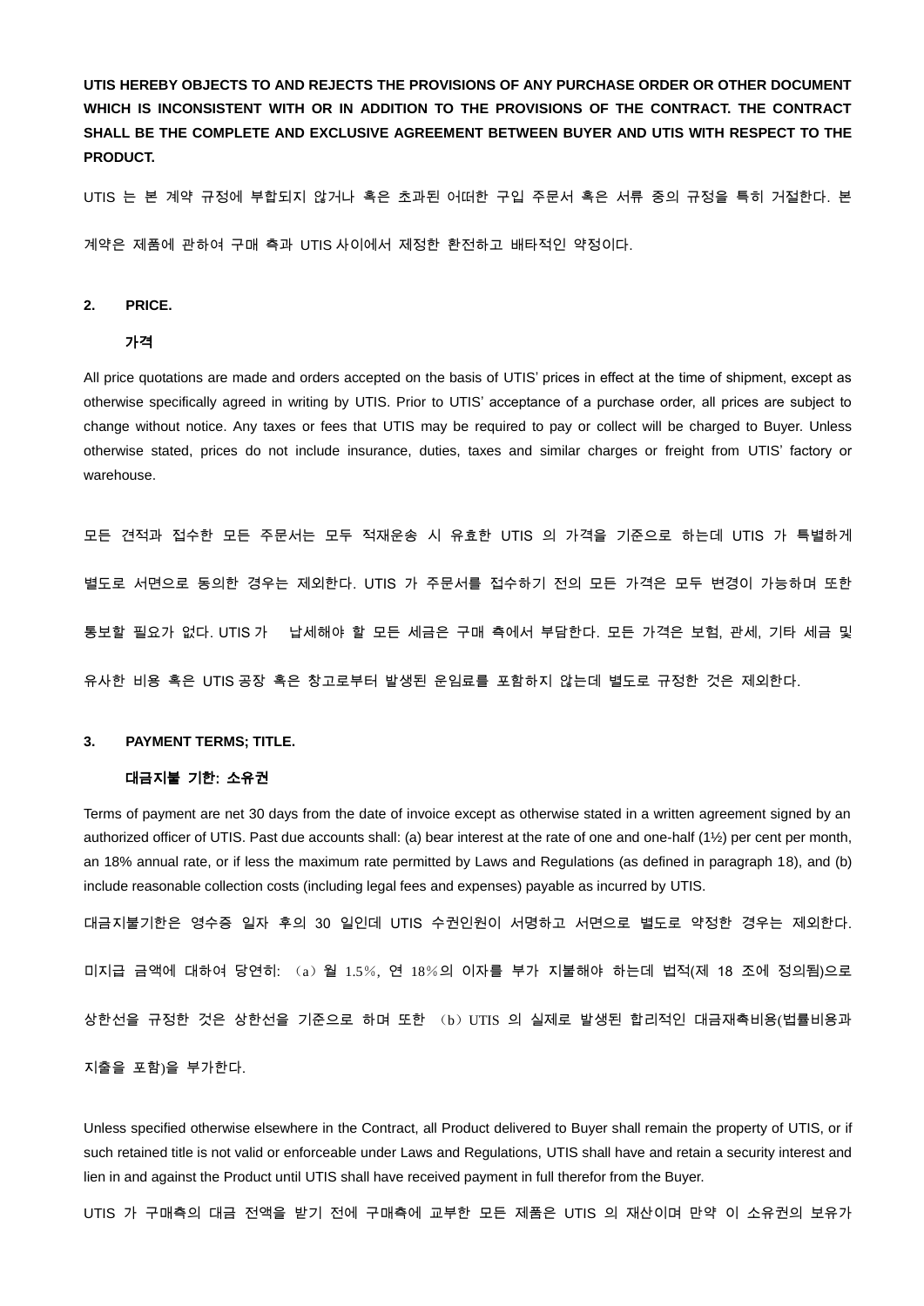**UTIS HEREBY OBJECTS TO AND REJECTS THE PROVISIONS OF ANY PURCHASE ORDER OR OTHER DOCUMENT WHICH IS INCONSISTENT WITH OR IN ADDITION TO THE PROVISIONS OF THE CONTRACT. THE CONTRACT SHALL BE THE COMPLETE AND EXCLUSIVE AGREEMENT BETWEEN BUYER AND UTIS WITH RESPECT TO THE PRODUCT.**

UTIS 는 본 계약 규정에 부합되지 않거나 혹은 초과된 어떠한 구입 주문서 혹은 서류 중의 규정을 특히 거절한다. 본 계약은 제품에 관하여 구매 측과 UTIS 사이에서 제정한 환전하고 배타적인 약정이다.

**2. PRICE.**

**가격**

All price quotations are made and orders accepted on the basis of UTIS' prices in effect at the time of shipment, except as otherwise specifically agreed in writing by UTIS. Prior to UTIS' acceptance of a purchase order, all prices are subject to change without notice. Any taxes or fees that UTIS may be required to pay or collect will be charged to Buyer. Unless otherwise stated, prices do not include insurance, duties, taxes and similar charges or freight from UTIS' factory or warehouse.

모든 견적과 접수한 모든 주문서는 모두 적재운송 시 유효한 UTIS 의 가격을 기준으로 하는데 UTIS 가 특별하게 별도로 서면으로 동의한 경우는 제외한다. UTIS 가 주문서를 접수하기 전의 모든 가격은 모두 변경이 가능하며 또한 통보할 필요가 없다. UTIS 가 납세해야 할 모든 세금은 구매 측에서 부담한다. 모든 가격은 보험, 관세, 기타 세금 및 유사한 비용 혹은 UTIS 공장 혹은 창고로부터 발생된 운임료를 포함하지 않는데 별도로 규정한 것은 제외한다.

**3. PAYMENT TERMS; TITLE.**

**대금지불 기한: 소유권**

Terms of payment are net 30 days from the date of invoice except as otherwise stated in a written agreement signed by an authorized officer of UTIS. Past due accounts shall: (a) bear interest at the rate of one and one-half (1½) per cent per month, an 18% annual rate, or if less the maximum rate permitted by Laws and Regulations (as defined in paragraph 18), and (b) include reasonable collection costs (including legal fees and expenses) payable as incurred by UTIS.

대금지불기한은 영수증 일자 후의 30 일인데 UTIS 수권인원이 서명하고 서면으로 별도로 약정한 경우는 제외한다. 미지급 금액에 대하여 당연히: （a）월 1.5%, 연 18%의 이자를 부가 지불해야 하는데 법적(제 18 조에 정의됨)으로 상한선을 규정한 것은 상한선을 기준으로 하며 또한 （b）UTIS 의 실제로 발생된 합리적인 대금재촉비용(법률비용과 지출을 포함)을 부가한다.

Unless specified otherwise elsewhere in the Contract, all Product delivered to Buyer shall remain the property of UTIS, or if such retained title is not valid or enforceable under Laws and Regulations, UTIS shall have and retain a security interest and lien in and against the Product until UTIS shall have received payment in full therefor from the Buyer.

UTIS 가 구매측의 대금 전액을 받기 전에 구매측에 교부한 모든 제품은 UTIS 의 재산이며 만약 이 소유권의 보유가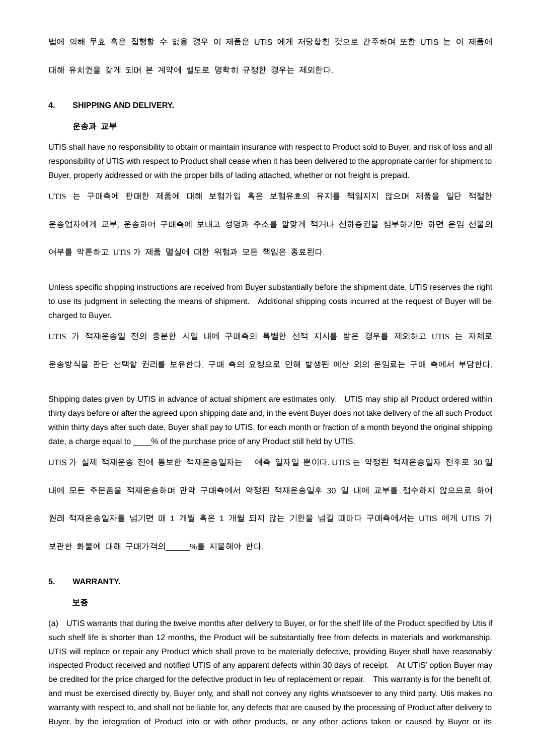법에 의해 무효 혹은 집행할 수 없을 경우 이 제품은 UTIS 에게 저당잡힌 것으로 간주하며 또한 UTIS 는 이 제품에 대해 유치권을 갖게 되며 본 계약에 별도로 명확히 규정한 경우는 제외한다.

**4. SHIPPING AND DELIVERY.**

**운송과 교부**

UTIS shall have no responsibility to obtain or maintain insurance with respect to Product sold to Buyer, and risk of loss and all responsibility of UTIS with respect to Product shall cease when it has been delivered to the appropriate carrier for shipment to Buyer, properly addressed or with the proper bills of lading attached, whether or not freight is prepaid.

UTIS 는 구매측에 판매한 제품에 대해 보험가입 혹은 보험유효의 유지를 책임지지 않으며 제품을 일단 적절한 운송업자에게 교부, 운송하여 구매측에 보내고 성명과 주소를 알맞게 적거나 선하증권을 첨부하기만 하면 운임 선불의 여부를 막론하고 UTIS 가 제품 멸실에 대한 위험과 모든 책임은 종료된다.

Unless specific shipping instructions are received from Buyer substantially before the shipment date, UTIS reserves the right to use its judgment in selecting the means of shipment. Additional shipping costs incurred at the request of Buyer will be charged to Buyer.

UTIS 가 적재운송일 전의 충분한 시일 내에 구매측의 특별한 선적 지시를 받은 경우를 제외하고 UTIS 는 자체로 운송방식을 판단 선택할 권리를 보유한다. 구매 측의 요청으로 인해 발생된 예산 외의 운임료는 구매 측에서 부담한다.

Shipping dates given by UTIS in advance of actual shipment are estimates only. UTIS may ship all Product ordered within thirty days before or after the agreed upon shipping date and, in the event Buyer does not take delivery of the all such Product within thirty days after such date, Buyer shall pay to UTIS, for each month or fraction of a month beyond the original shipping date, a charge equal to ____% of the purchase price of any Product still held by UTIS.

UTIS 가 실제 적재운송 전에 통보한 적재운송일자는 예측 일자일 뿐이다. UTIS 는 약정된 적재운송일자 전후로 30 일 내에 모든 주문품을 적재운송하며 만약 구매측에서 약정된 적재운송일후 30 일 내에 교부를 접수하지 않으므로 하여 원래 적재운송일자를 넘기면 매 1 개월 혹은 1 개월 되지 않는 기한을 넘길 때마다 구매측에서는 UTIS 에게 UTIS 가 보관한 화물에 대해 구매가격의_____%를 지불해야 한다.

**5. WARRANTY.**

**보증**

(a) UTIS warrants that during the twelve months after delivery to Buyer, or for the shelf life of the Product specified by Utis if such shelf life is shorter than 12 months, the Product will be substantially free from defects in materials and workmanship. UTIS will replace or repair any Product which shall prove to be materially defective, providing Buyer shall have reasonably inspected Product received and notified UTIS of any apparent defects within 30 days of receipt. At UTIS' option Buyer may be credited for the price charged for the defective product in lieu of replacement or repair. This warranty is for the benefit of, and must be exercised directly by, Buyer only, and shall not convey any rights whatsoever to any third party. Utis makes no warranty with respect to, and shall not be liable for, any defects that are caused by the processing of Product after delivery to Buyer, by the integration of Product into or with other products, or any other actions taken or caused by Buyer or its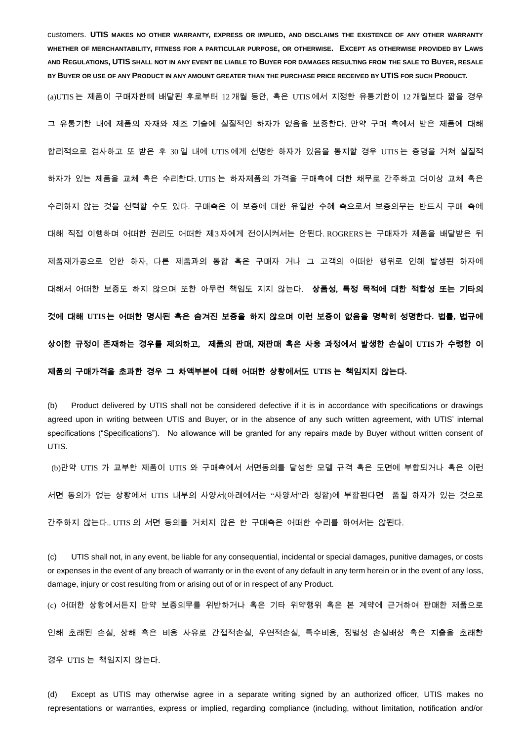customers. **UTIS MAKES NO OTHER WARRANTY, EXPRESS OR IMPLIED, AND DISCLAIMS THE EXISTENCE OF ANY OTHER WARRANTY WHETHER OF MERCHANTABILITY, FITNESS FOR A PARTICULAR PURPOSE, OR OTHERWISE. EXCEPT AS OTHERWISE PROVIDED BY LAWS AND REGULATIONS, UTIS SHALL NOT IN ANY EVENT BE LIABLE TO BUYER FOR DAMAGES RESULTING FROM THE SALE TO BUYER, RESALE BY BUYER OR USE OF ANY PRODUCT IN ANY AMOUNT GREATER THAN THE PURCHASE PRICE RECEIVED BY UTIS FOR SUCH PRODUCT.**

(a)UTIS 는 제품이 구매자한테 배달된 후로부터 12 개월 동안, 혹은 UTIS 에서 지정한 유통기한이 12 개월보다 짧을 경우 그 유통기한 내에 제품의 자재와 제조 기술에 실질적인 하자가 없음을 보증한다. 만약 구매 측에서 받은 제품에 대해 합리적으로 검사하고 또 받은 후 30 일 내에 UTIS 에게 선명한 하자가 있음을 통지할 경우 UTIS 는 증명을 거쳐 실질적 하자가 있는 제품을 교체 혹은 수리한다. UTIS 는 하자제품의 가격을 구매측에 대한 채무로 간주하고 더이상 교체 혹은 수리하지 않는 것을 선택할 수도 있다. 구매측은 이 보증에 대한 유일한 수혜 측으로서 보증의무는 반드시 구매 측에 대해 직접 이행하며 어떠한 권리도 어떠한 제3자에게 전이시켜서는 안된다. ROGRERS 는 구매자가 제품을 배달받은 뒤 제품재가공으로 인한 하자, 다른 제품과의 통합 혹은 구매자 거나 그 고객의 어떠한 행위로 인해 발생된 하자에 대해서 어떠한 보증도 하지 않으며 또한 아무런 책임도 지지 않는다. **상품성, 특정 목적에 대한 적합성 또는 기타의 것에 대해 UTIS 는 어떠한 명시된 혹은 숨겨진 보증을 하지 않으며 이런 보증이 없음을 명확히 성명한다. 법률, 법규에 상이한 규정이 존재하는 경우를 제외하고, 제품의 판매, 재판매 혹은 사용 과정에서 발생한 손실이 UTIS 가 수령한 이 제품의 구매가격을 초과한 경우 그 차액부분에 대해 어떠한 상황에서도 UTIS 는 책임지지 않는다.**

(b) Product delivered by UTIS shall not be considered defective if it is in accordance with specifications or drawings agreed upon in writing between UTIS and Buyer, or in the absence of any such written agreement, with UTIS' internal specifications ("Specifications"). No allowance will be granted for any repairs made by Buyer without written consent of UTIS.

(b)만약 UTIS 가 교부한 제품이 UTIS 와 구매측에서 서면동의를 달성한 모델 규격 혹은 도면에 부합되거나 혹은 이런 서면 동의가 없는 상황에서 UTIS 내부의 사양서(아래에서는 "사양서"라 칭함)에 부합된다면 품질 하자가 있는 것으로 간주하지 않는다.. UTIS 의 서면 동의를 거치지 않은 한 구매측은 어떠한 수리를 하여서는 않된다.

(c) UTIS shall not, in any event, be liable for any consequential, incidental or special damages, punitive damages, or costs or expenses in the event of any breach of warranty or in the event of any default in any term herein or in the event of any loss, damage, injury or cost resulting from or arising out of or in respect of any Product.

(c) 어떠한 상황에서든지 만약 보증의무를 위반하거나 혹은 기타 위약행위 혹은 본 계약에 근거하여 판매한 제품으로 인해 초래된 손실, 상해 혹은 비용 사유로 간접적손실, 우연적손실, 특수비용, 징벌성 손실배상 혹은 지출을 초래한 경우 UTIS 는 책임지지 않는다.

(d) Except as UTIS may otherwise agree in a separate writing signed by an authorized officer, UTIS makes no representations or warranties, express or implied, regarding compliance (including, without limitation, notification and/or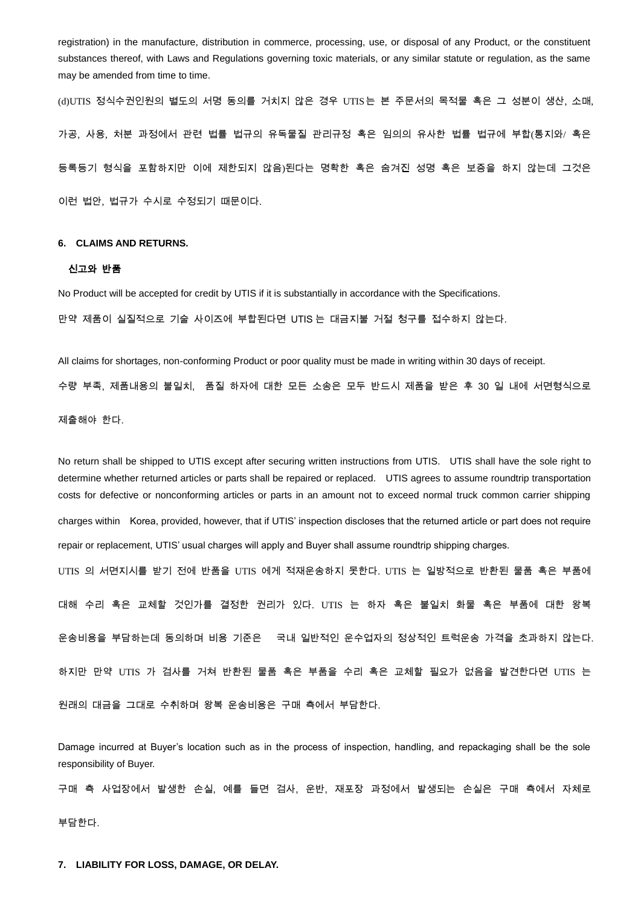registration) in the manufacture, distribution in commerce, processing, use, or disposal of any Product, or the constituent substances thereof, with Laws and Regulations governing toxic materials, or any similar statute or regulation, as the same may be amended from time to time.

(d)UTIS 정식수권인원의 별도의 서명 동의를 거치지 않은 경우 UTIS는 본 주문서의 목적물 혹은 그 성분이 생산, 소매, 가공, 사용, 처분 과정에서 관련 법률 법규의 유독물질 관리규정 혹은 임의의 유사한 법률 법규에 부합(통지와/ 혹은 등록등기 형식을 포함하지만 이에 제한되지 않음)된다는 명확한 혹은 숨겨진 성명 혹은 보증을 하지 않는데 그것은 이런 법안, 법규가 수시로 수정되기 때문이다.

**6. CLAIMS AND RETURNS.**

**신고와 반품**

No Product will be accepted for credit by UTIS if it is substantially in accordance with the Specifications.

만약 제품이 실질적으로 기술 사이즈에 부합된다면 UTIS는 대금지불 거절 청구를 접수하지 않는다.

All claims for shortages, non-conforming Product or poor quality must be made in writing within 30 days of receipt.

수량 부족, 제품내용의 불일치, 품질 하자에 대한 모든 소송은 모두 반드시 제품을 받은 후 30 일 내에 서면형식으로 제출해야 한다.

No return shall be shipped to UTIS except after securing written instructions from UTIS. UTIS shall have the sole right to determine whether returned articles or parts shall be repaired or replaced. UTIS agrees to assume roundtrip transportation costs for defective or nonconforming articles or parts in an amount not to exceed normal truck common carrier shipping charges within Korea, provided, however, that if UTIS' inspection discloses that the returned article or part does not require repair or replacement, UTIS' usual charges will apply and Buyer shall assume roundtrip shipping charges.

UTIS 의 서면지시를 받기 전에 반품을 UTIS 에게 적재운송하지 못한다. UTIS 는 일방적으로 반환된 물품 혹은 부품에 대해 수리 혹은 교체할 것인가를 결정한 권리가 있다. UTIS 는 하자 혹은 불일치 화물 혹은 부품에 대한 왕복 운송비용을 부담하는데 동의하며 비용 기준은 국내 일반적인 운수업자의 정상적인 트럭운송 가격을 초과하지 않는다. 하지만 만약 UTIS 가 검사를 거쳐 반환된 물품 혹은 부품을 수리 혹은 교체할 필요가 없음을 발견한다면 UTIS 는 원래의 대금을 그대로 수취하며 왕복 운송비용은 구매 측에서 부담한다.

Damage incurred at Buyer's location such as in the process of inspection, handling, and repackaging shall be the sole responsibility of Buyer.

구매 측 사업장에서 발생한 손실, 예를 들면 검사, 운반, 재포장 과정에서 발생되는 손실은 구매 측에서 자체로 부담한다.

**7. LIABILITY FOR LOSS, DAMAGE, OR DELAY.**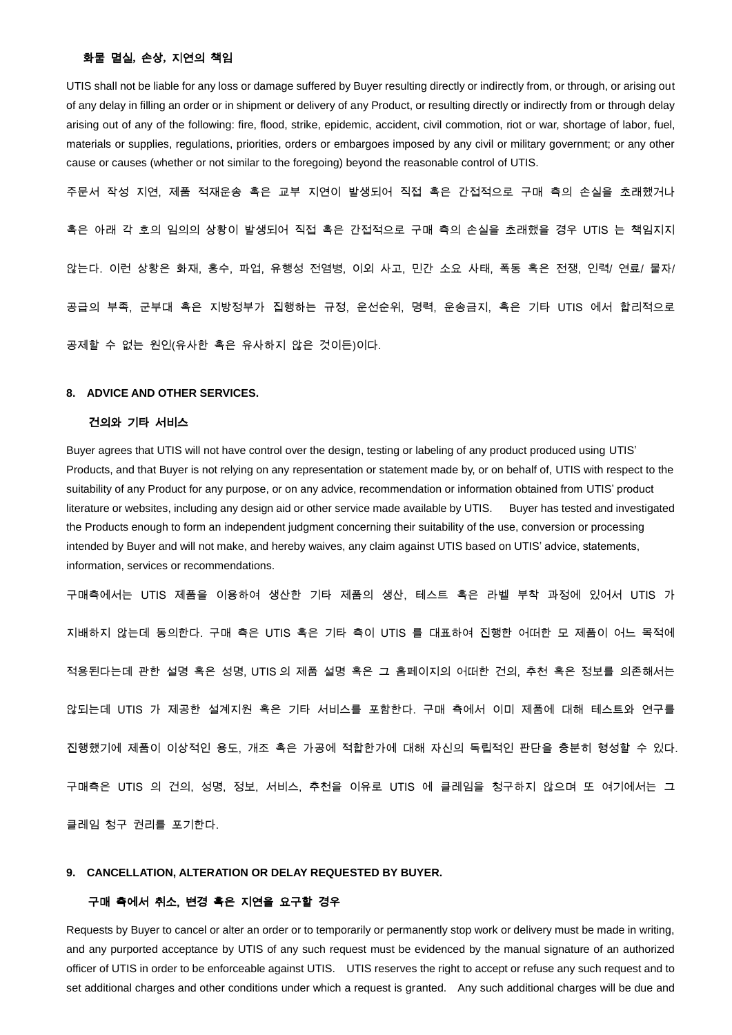**화물 멸실, 손상, 지연의 책임**

UTIS shall not be liable for any loss or damage suffered by Buyer resulting directly or indirectly from, or through, or arising out of any delay in filling an order or in shipment or delivery of any Product, or resulting directly or indirectly from or through delay arising out of any of the following: fire, flood, strike, epidemic, accident, civil commotion, riot or war, shortage of labor, fuel, materials or supplies, regulations, priorities, orders or embargoes imposed by any civil or military government; or any other cause or causes (whether or not similar to the foregoing) beyond the reasonable control of UTIS.

주문서 작성 지연, 제품 적재운송 혹은 교부 지연이 발생되어 직접 혹은 간접적으로 구매 측의 손실을 초래했거나 혹은 아래 각 호의 임의의 상황이 발생되어 직접 혹은 간접적으로 구매 측의 손실을 초래했을 경우 UTIS 는 책임지지 않는다. 이런 상황은 화재, 홍수, 파업, 유행성 전염병, 이외 사고, 민간 소요 사태, 폭동 혹은 전쟁, 인력/ 연료/ 물자/ 공급의 부족, 군부대 혹은 지방정부가 집행하는 규정, 운선순위, 명력, 운송금지, 혹은 기타 UTIS 에서 합리적으로 공제할 수 없는 원인(유사한 혹은 유사하지 않은 것이든)이다.

**8. ADVICE AND OTHER SERVICES.**

**건의와 기타 서비스**

Buyer agrees that UTIS will not have control over the design, testing or labeling of any product produced using UTIS' Products, and that Buyer is not relying on any representation or statement made by, or on behalf of, UTIS with respect to the suitability of any Product for any purpose, or on any advice, recommendation or information obtained from UTIS' product literature or websites, including any design aid or other service made available by UTIS. Buyer has tested and investigated the Products enough to form an independent judgment concerning their suitability of the use, conversion or processing intended by Buyer and will not make, and hereby waives, any claim against UTIS based on UTIS' advice, statements, information, services or recommendations.

구매측에서는 UTIS 제품을 이용하여 생산한 기타 제품의 생산, 테스트 혹은 라벨 부착 과정에 있어서 UTIS 가 지배하지 않는데 동의한다. 구매 측은 UTIS 혹은 기타 측이 UTIS 를 대표하여 진행한 어떠한 모 제품이 어느 목적에 적용된다는데 관한 설명 혹은 성명, UTIS 의 제품 설명 혹은 그 홈페이지의 어떠한 건의, 추천 혹은 정보를 의존해서는 않되는데 UTIS 가 제공한 설계지원 혹은 기타 서비스를 포함한다. 구매 측에서 이미 제품에 대해 테스트와 연구를 진행했기에 제품이 이상적인 용도, 개조 혹은 가공에 적합한가에 대해 자신의 독립적인 판단을 충분히 형성할 수 있다. 구매측은 UTIS 의 건의, 성명, 정보, 서비스, 추천을 이유로 UTIS 에 클레임을 청구하지 않으며 또 여기에서는 그 클레임 청구 권리를 포기한다.

**9. CANCELLATION, ALTERATION OR DELAY REQUESTED BY BUYER.**

**구매 측에서 취소, 변경 혹은 지연을 요구할 경우**

Requests by Buyer to cancel or alter an order or to temporarily or permanently stop work or delivery must be made in writing, and any purported acceptance by UTIS of any such request must be evidenced by the manual signature of an authorized officer of UTIS in order to be enforceable against UTIS. UTIS reserves the right to accept or refuse any such request and to set additional charges and other conditions under which a request is granted. Any such additional charges will be due and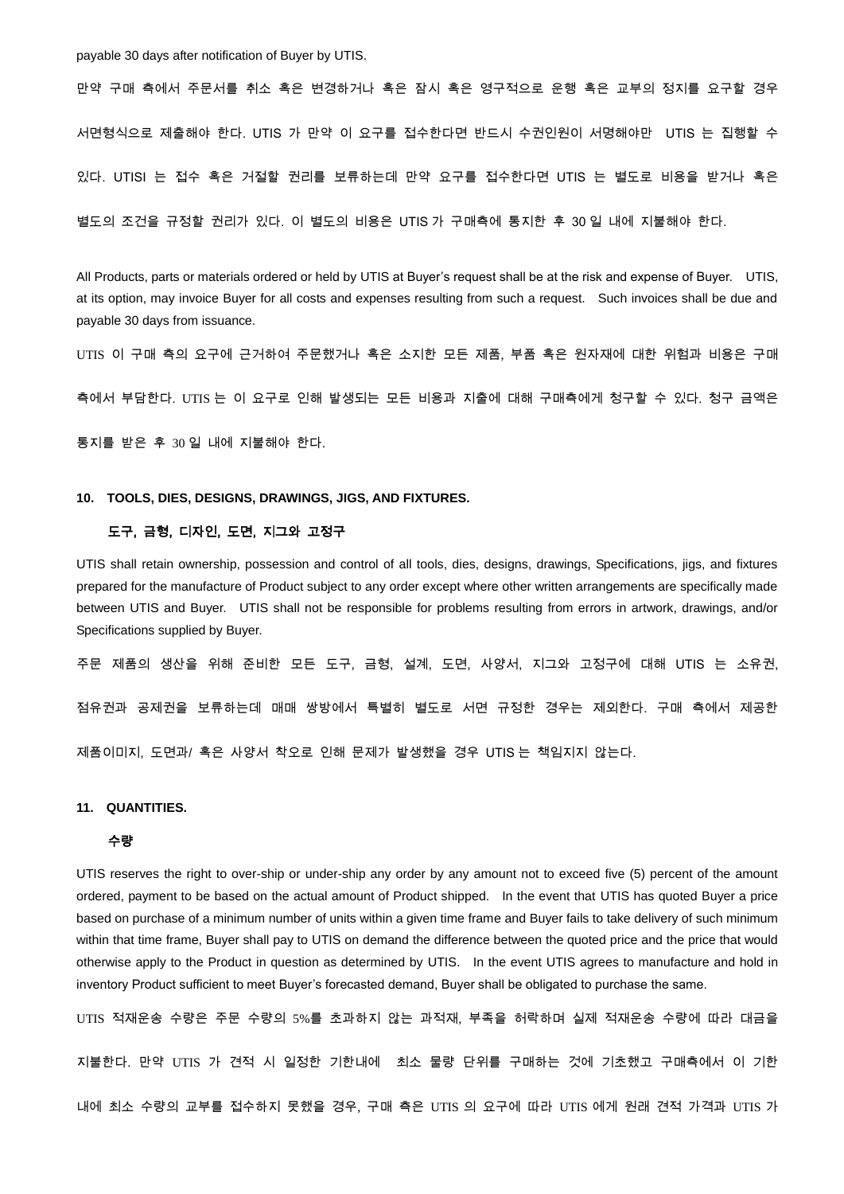payable 30 days after notification of Buyer by UTIS.

만약 구매 측에서 주문서를 취소 혹은 변경하거나 혹은 잠시 혹은 영구적으로 운행 혹은 교부의 정지를 요구할 경우 서면형식으로 제출해야 한다. UTIS 가 만약 이 요구를 접수한다면 반드시 수권인원이 서명해야만 UTIS 는 집행할 수 있다. UTISI 는 접수 혹은 거절할 권리를 보류하는데 만약 요구를 접수한다면 UTIS 는 별도로 비용을 받거나 혹은 별도의 조건을 규정할 권리가 있다. 이 별도의 비용은 UTIS 가 구매측에 통지한 후 30 일 내에 지불해야 한다.

All Products, parts or materials ordered or held by UTIS at Buyer's request shall be at the risk and expense of Buyer. UTIS, at its option, may invoice Buyer for all costs and expenses resulting from such a request. Such invoices shall be due and payable 30 days from issuance.

UTIS 이 구매 측의 요구에 근거하여 주문했거나 혹은 소지한 모든 제품, 부품 혹은 원자재에 대한 위험과 비용은 구매 측에서 부담한다. UTIS 는 이 요구로 인해 발생되는 모든 비용과 지출에 대해 구매측에게 청구할 수 있다. 청구 금액은 통지를 받은 후 30 일 내에 지불해야 한다.

## 10. TOOLS, DIES, DESIGNS, DRAWINGS, JIGS, AND FIXTURES.

### 도구, 금형, 디자인, 도면, 지그와 고정구

UTIS shall retain ownership, possession and control of all tools, dies, designs, drawings, Specifications, jigs, and fixtures prepared for the manufacture of Product subject to any order except where other written arrangements are specifically made between UTIS and Buyer. UTIS shall not be responsible for problems resulting from errors in artwork, drawings, and/or Specifications supplied by Buyer.

주문 제품의 생산을 위해 준비한 모든 도구, 금형, 설계, 도면, 사양서, 지그와 고정구에 대해 UTIS 는 소유권, 점유권과 공제권을 보류하는데 매매 쌍방에서 특별히 별도로 서면 규정한 경우는 제외한다. 구매 측에서 제공한 제품이미지, 도면과/ 혹은 사양서 착오로 인해 문제가 발생했을 경우 UTIS 는 책임지지 않는다.

## 11. QUANTITIES.

### 수량

UTIS reserves the right to over-ship or under-ship any order by any amount not to exceed five (5) percent of the amount ordered, payment to be based on the actual amount of Product shipped. In the event that UTIS has quoted Buyer a price based on purchase of a minimum number of units within a given time frame and Buyer fails to take delivery of such minimum within that time frame, Buyer shall pay to UTIS on demand the difference between the quoted price and the price that would otherwise apply to the Product in question as determined by UTIS. In the event UTIS agrees to manufacture and hold in inventory Product sufficient to meet Buyer's forecasted demand, Buyer shall be obligated to purchase the same.

UTIS 적재운송 수량은 주문 수량의 5%를 초과하지 않는 과적재, 부족을 허락하며 실제 적재운송 수량에 따라 대금을 지불한다. 만약 UTIS 가 견적 시 일정한 기한내에 최소 물량 단위를 구매하는 것에 기초했고 구매측에서 이 기한 내에 최소 수량의 교부를 접수하지 못했을 경우, 구매 측은 UTIS 의 요구에 따라 UTIS 에게 원래 견적 가격과 UTIS 가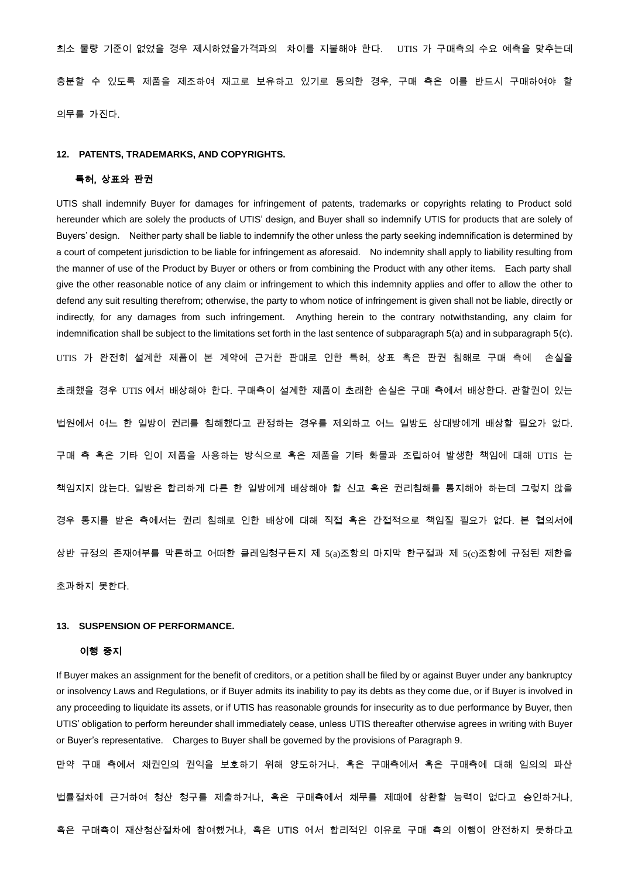최소 물량 기준이 없었을 경우 제시하였을가격과의 차이를 지불해야 한다. UTIS 가 구매측의 수요 예측을 맞추는데 충분할 수 있도록 제품을 제조하여 재고로 보유하고 있기로 동의한 경우, 구매 측은 이를 반드시 구매하여야 할 의무를 가진다.

## 12. PATENTS, TRADEMARKS, AND COPYRIGHTS.

### 특허, 상표와 판권

UTIS shall indemnify Buyer for damages for infringement of patents, trademarks or copyrights relating to Product sold hereunder which are solely the products of UTIS' design, and Buyer shall so indemnify UTIS for products that are solely of Buyers' design. Neither party shall be liable to indemnify the other unless the party seeking indemnification is determined by a court of competent jurisdiction to be liable for infringement as aforesaid. No indemnity shall apply to liability resulting from the manner of use of the Product by Buyer or others or from combining the Product with any other items. Each party shall give the other reasonable notice of any claim or infringement to which this indemnity applies and offer to allow the other to defend any suit resulting therefrom; otherwise, the party to whom notice of infringement is given shall not be liable, directly or indirectly, for any damages from such infringement. Anything herein to the contrary notwithstanding, any claim for indemnification shall be subject to the limitations set forth in the last sentence of subparagraph 5(a) and in subparagraph 5(c).

UTIS 가 완전히 설계한 제품이 본 계약에 근거한 판매로 인한 특허, 상표 혹은 판권 침해로 구매 측에 손실을 초래했을 경우 UTIS 에서 배상해야 한다. 구매측이 설계한 제품이 초래한 손실은 구매 측에서 배상한다. 관할권이 있는 법원에서 어느 한 일방이 권리를 침해했다고 판정하는 경우를 제외하고 어느 일방도 상대방에게 배상할 필요가 없다. 구매 측 혹은 기타 인이 제품을 사용하는 방식으로 혹은 제품을 기타 화물과 조립하여 발생한 책임에 대해 UTIS 는 책임지지 않는다. 일방은 합리하게 다른 한 일방에게 배상해야 할 신고 혹은 권리침해를 통지해야 하는데 그렇지 않을 경우 통지를 받은 측에서는 권리 침해로 인한 배상에 대해 직접 혹은 간접적으로 책임질 필요가 없다. 본 협의서에 상반 규정의 존재여부를 막론하고 어떠한 클레임청구든지 제 5(a)조항의 마지막 한구절과 제 5(c)조항에 규정된 제한을 초과하지 못한다.

## 13. SUSPENSION OF PERFORMANCE.

### 이행 중지

If Buyer makes an assignment for the benefit of creditors, or a petition shall be filed by or against Buyer under any bankruptcy or insolvency Laws and Regulations, or if Buyer admits its inability to pay its debts as they come due, or if Buyer is involved in any proceeding to liquidate its assets, or if UTIS has reasonable grounds for insecurity as to due performance by Buyer, then UTIS' obligation to perform hereunder shall immediately cease, unless UTIS thereafter otherwise agrees in writing with Buyer or Buyer's representative. Charges to Buyer shall be governed by the provisions of Paragraph 9.

만약 구매 측에서 채권인의 권익을 보호하기 위해 양도하거나, 혹은 구매측에서 혹은 구매측에 대해 임의의 파산 법률절차에 근거하여 청산 청구를 제출하거나, 혹은 구매측에서 채무를 제때에 상환할 능력이 없다고 승인하거나, 혹은 구매측이 재산청산절차에 참여했거나, 혹은 UTIS 에서 합리적인 이유로 구매 측의 이행이 안전하지 못하다고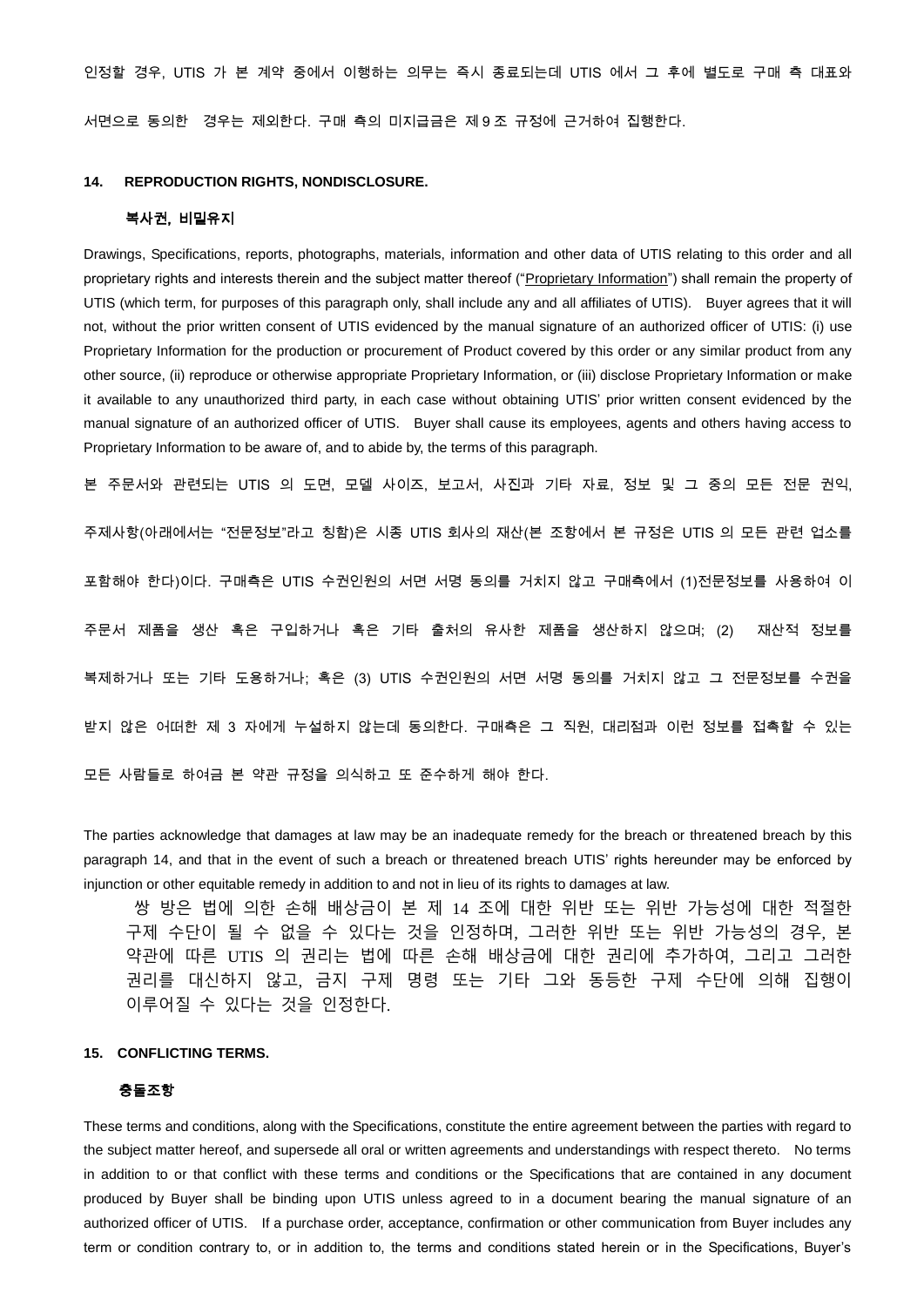인정할 경우, UTIS 가 본 계약 중에서 이행하는 의무는 즉시 종료되는데 UTIS 에서 그 후에 별도로 구매 측 대표와 서면으로 동의한 경우는 제외한다. 구매 측의 미지급금은 제 9 조 규정에 근거하여 집행한다.

**14. REPRODUCTION RIGHTS, NONDISCLOSURE.**

**복사권, 비밀유지**

Drawings, Specifications, reports, photographs, materials, information and other data of UTIS relating to this order and all proprietary rights and interests therein and the subject matter thereof ("Proprietary Information") shall remain the property of UTIS (which term, for purposes of this paragraph only, shall include any and all affiliates of UTIS). Buyer agrees that it will not, without the prior written consent of UTIS evidenced by the manual signature of an authorized officer of UTIS: (i) use Proprietary Information for the production or procurement of Product covered by this order or any similar product from any other source, (ii) reproduce or otherwise appropriate Proprietary Information, or (iii) disclose Proprietary Information or make it available to any unauthorized third party, in each case without obtaining UTIS' prior written consent evidenced by the manual signature of an authorized officer of UTIS. Buyer shall cause its employees, agents and others having access to Proprietary Information to be aware of, and to abide by, the terms of this paragraph.

본 주문서와 관련되는 UTIS 의 도면, 모델 사이즈, 보고서, 사진과 기타 자료, 정보 및 그 중의 모든 전문 권익, 주제사항(아래에서는 "전문정보"라고 칭함)은 시종 UTIS 회사의 재산(본 조항에서 본 규정은 UTIS 의 모든 관련 업소를 포함해야 한다)이다. 구매측은 UTIS 수권인원의 서면 서명 동의를 거치지 않고 구매측에서 (1)전문정보를 사용하여 이 주문서 제품을 생산 혹은 구입하거나 혹은 기타 출처의 유사한 제품을 생산하지 않으며; (2) 재산적 정보를 복제하거나 또는 기타 도용하거나; 혹은 (3) UTIS 수권인원의 서면 서명 동의를 거치지 않고 그 전문정보를 수권을 받지 않은 어떠한 제 3 자에게 누설하지 않는데 동의한다. 구매측은 그 직원, 대리점과 이런 정보를 접촉할 수 있는 모든 사람들로 하여금 본 약관 규정을 의식하고 또 준수하게 해야 한다.

The parties acknowledge that damages at law may be an inadequate remedy for the breach or threatened breach by this paragraph 14, and that in the event of such a breach or threatened breach UTIS' rights hereunder may be enforced by injunction or other equitable remedy in addition to and not in lieu of its rights to damages at law.

쌍 방은 법에 의한 손해 배상금이 본 제 14 조에 대한 위반 또는 위반 가능성에 대한 적절한 구제 수단이 될 수 없을 수 있다는 것을 인정하며, 그러한 위반 또는 위반 가능성의 경우, 본 약관에 따른 UTIS 의 권리는 법에 따른 손해 배상금에 대한 권리에 추가하여, 그리고 그러한 권리를 대신하지 않고, 금지 구제 명령 또는 기타 그와 동등한 구제 수단에 의해 집행이 이루어질 수 있다는 것을 인정한다.

**15. CONFLICTING TERMS.**

**충돌조항**

These terms and conditions, along with the Specifications, constitute the entire agreement between the parties with regard to the subject matter hereof, and supersede all oral or written agreements and understandings with respect thereto. No terms in addition to or that conflict with these terms and conditions or the Specifications that are contained in any document produced by Buyer shall be binding upon UTIS unless agreed to in a document bearing the manual signature of an authorized officer of UTIS. If a purchase order, acceptance, confirmation or other communication from Buyer includes any term or condition contrary to, or in addition to, the terms and conditions stated herein or in the Specifications, Buyer's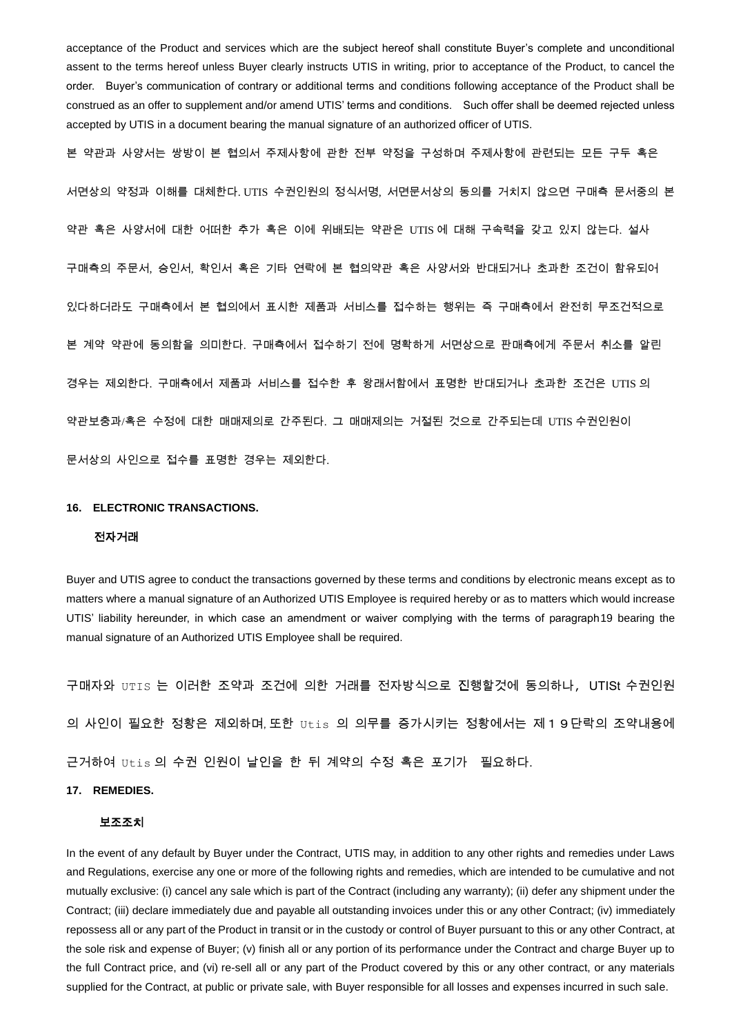acceptance of the Product and services which are the subject hereof shall constitute Buyer's complete and unconditional assent to the terms hereof unless Buyer clearly instructs UTIS in writing, prior to acceptance of the Product, to cancel the order. Buyer's communication of contrary or additional terms and conditions following acceptance of the Product shall be construed as an offer to supplement and/or amend UTIS' terms and conditions. Such offer shall be deemed rejected unless accepted by UTIS in a document bearing the manual signature of an authorized officer of UTIS.

본 약관과 사양서는 쌍방이 본 협의서 주제사항에 관한 전부 약정을 구성하며 주제사항에 관련되는 모든 구두 혹은 서면상의 약정과 이해를 대체한다. UTIS 수권인원의 정식서명, 서면문서상의 동의를 거치지 않으면 구매측 문서중의 본 약관 혹은 사양서에 대한 어떠한 추가 혹은 이에 위배되는 약관은 UTIS 에 대해 구속력을 갖고 있지 않는다. 설사 구매측의 주문서, 승인서, 확인서 혹은 기타 연락에 본 협의약관 혹은 사양서와 반대되거나 초과한 조건이 함유되어 있다하더라도 구매측에서 본 협의에서 표시한 제품과 서비스를 접수하는 행위는 즉 구매측에서 완전히 무조건적으로 본 계약 약관에 동의함을 의미한다. 구매측에서 접수하기 전에 명확하게 서면상으로 판매측에게 주문서 취소를 알린 경우는 제외한다. 구매측에서 제품과 서비스를 접수한 후 왕래서함에서 표명한 반대되거나 초과한 조건은 UTIS 의 약관보충과/혹은 수정에 대한 매매제의로 간주된다. 그 매매제의는 거절된 것으로 간주되는데 UTIS 수권인원이 문서상의 사인으로 접수를 표명한 경우는 제외한다.

## 16. ELECTRONIC TRANSACTIONS.

**전자거래**

Buyer and UTIS agree to conduct the transactions governed by these terms and conditions by electronic means except as to matters where a manual signature of an Authorized UTIS Employee is required hereby or as to matters which would increase UTIS' liability hereunder, in which case an amendment or waiver complying with the terms of paragraph19 bearing the manual signature of an Authorized UTIS Employee shall be required.

구매자와 UTIS 는 이러한 조약과 조건에 의한 거래를 전자방식으로 진행할것에 동의하나, UTISt 수권인원의 사인이 필요한 정황은 제외하며, 또한 Utis 의 의무를 증가시키는 정황에서는 제１９단락의 조약내용에 근거하여 Utis 의 수권 인원이 날인을 한 뒤 계약의 수정 혹은 포기가 필요하다.

## 17. REMEDIES.

**보조조치**

In the event of any default by Buyer under the Contract, UTIS may, in addition to any other rights and remedies under Laws and Regulations, exercise any one or more of the following rights and remedies, which are intended to be cumulative and not mutually exclusive: (i) cancel any sale which is part of the Contract (including any warranty); (ii) defer any shipment under the Contract; (iii) declare immediately due and payable all outstanding invoices under this or any other Contract; (iv) immediately repossess all or any part of the Product in transit or in the custody or control of Buyer pursuant to this or any other Contract, at the sole risk and expense of Buyer; (v) finish all or any portion of its performance under the Contract and charge Buyer up to the full Contract price, and (vi) re-sell all or any part of the Product covered by this or any other contract, or any materials supplied for the Contract, at public or private sale, with Buyer responsible for all losses and expenses incurred in such sale.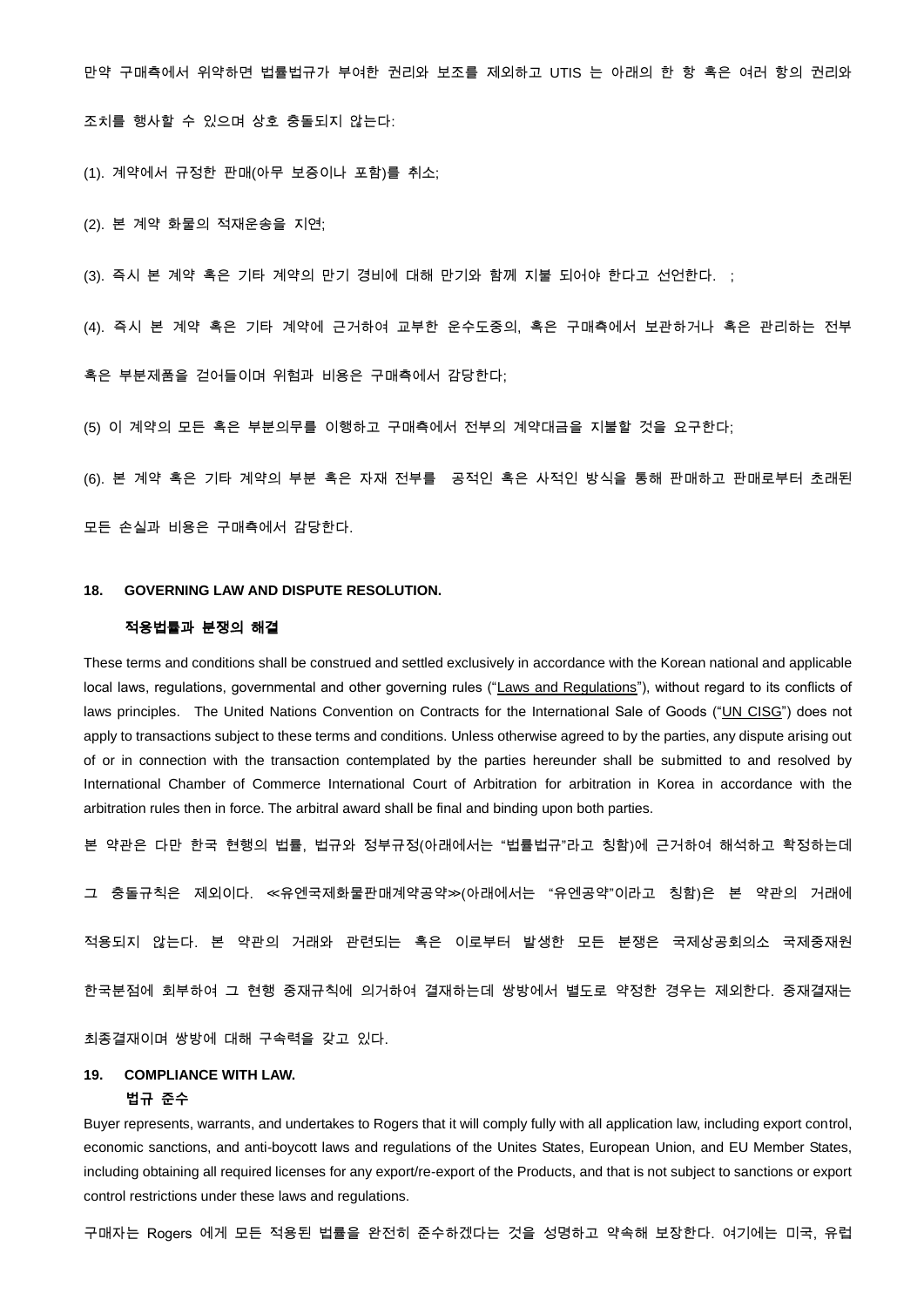만약 구매측에서 위약하면 법률법규가 부여한 권리와 보조를 제외하고 UTIS 는 아래의 한 항 혹은 여러 항의 권리와 조치를 행사할 수 있으며 상호 충돌되지 않는다:

(1). 계약에서 규정한 판매(아무 보증이나 포함)를 취소;

(2). 본 계약 화물의 적재운송을 지연;

(3). 즉시 본 계약 혹은 기타 계약의 만기 경비에 대해 만기와 함께 지불 되어야 한다고 선언한다. ;

(4). 즉시 본 계약 혹은 기타 계약에 근거하여 교부한 운수도중의, 혹은 구매측에서 보관하거나 혹은 관리하는 전부 혹은 부분제품을 걷어들이며 위험과 비용은 구매측에서 감당한다;

(5) 이 계약의 모든 혹은 부분의무를 이행하고 구매측에서 전부의 계약대금을 지불할 것을 요구한다;

(6). 본 계약 혹은 기타 계약의 부분 혹은 자재 전부를 공적인 혹은 사적인 방식을 통해 판매하고 판매로부터 초래된 모든 손실과 비용은 구매측에서 감당한다.

**18. GOVERNING LAW AND DISPUTE RESOLUTION.**

**적용법률과 분쟁의 해결**

These terms and conditions shall be construed and settled exclusively in accordance with the Korean national and applicable local laws, regulations, governmental and other governing rules ("Laws and Regulations"), without regard to its conflicts of laws principles. The United Nations Convention on Contracts for the International Sale of Goods ("UN CISG") does not apply to transactions subject to these terms and conditions. Unless otherwise agreed to by the parties, any dispute arising out of or in connection with the transaction contemplated by the parties hereunder shall be submitted to and resolved by International Chamber of Commerce International Court of Arbitration for arbitration in Korea in accordance with the arbitration rules then in force. The arbitral award shall be final and binding upon both parties.

본 약관은 다만 한국 현행의 법률, 법규와 정부규정(아래에서는 "법률법규"라고 칭함)에 근거하여 해석하고 확정하는데 그 충돌규칙은 제외이다. ≪유엔국제화물판매계약공약≫(아래에서는 "유엔공약"이라고 칭함)은 본 약관의 거래에 적용되지 않는다. 본 약관의 거래와 관련되는 혹은 이로부터 발생한 모든 분쟁은 국제상공회의소 국제중재원 한국분점에 회부하여 그 현행 중재규칙에 의거하여 결재하는데 쌍방에서 별도로 약정한 경우는 제외한다. 중재결재는 최종결재이며 쌍방에 대해 구속력을 갖고 있다.

**19. COMPLIANCE WITH LAW.**

**법규 준수**

Buyer represents, warrants, and undertakes to Rogers that it will comply fully with all application law, including export control, economic sanctions, and anti-boycott laws and regulations of the Unites States, European Union, and EU Member States, including obtaining all required licenses for any export/re-export of the Products, and that is not subject to sanctions or export control restrictions under these laws and regulations.

구매자는 Rogers 에게 모든 적용된 법률을 완전히 준수하겠다는 것을 성명하고 약속해 보장한다. 여기에는 미국, 유럽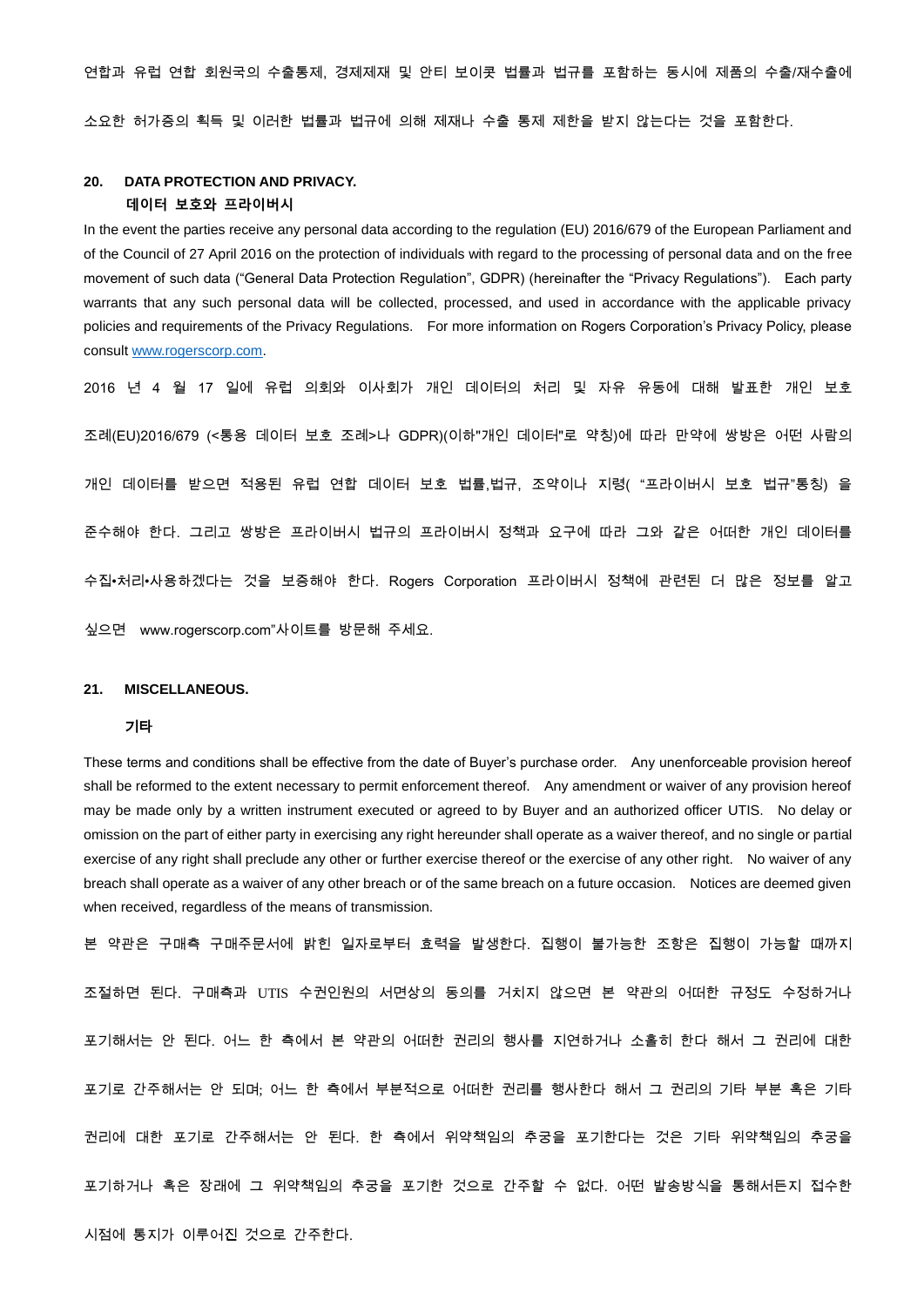연합과 유럽 연합 회원국의 수출통제, 경제제재 및 안티 보이콧 법률과 법규를 포함하는 동시에 제품의 수출/재수출에 소요한 허가증의 획득 및 이러한 법률과 법규에 의해 제재나 수출 통제 제한을 받지 않는다는 것을 포함한다.

## 20. DATA PROTECTION AND PRIVACY.

**데이터 보호와 프라이버시**

In the event the parties receive any personal data according to the regulation (EU) 2016/679 of the European Parliament and of the Council of 27 April 2016 on the protection of individuals with regard to the processing of personal data and on the free movement of such data ("General Data Protection Regulation", GDPR) (hereinafter the "Privacy Regulations"). Each party warrants that any such personal data will be collected, processed, and used in accordance with the applicable privacy policies and requirements of the Privacy Regulations. For more information on Rogers Corporation's Privacy Policy, please consult www.rogerscorp.com.

2016 년 4 월 17 일에 유럽 의회와 이사회가 개인 데이터의 처리 및 자유 유동에 대해 발표한 개인 보호 조례(EU)2016/679 (<통용 데이터 보호 조례>나 GDPR)(이하"개인 데이터"로 약칭)에 따라 만약에 쌍방은 어떤 사람의 개인 데이터를 받으면 적용된 유럽 연합 데이터 보호 법률,법규, 조약이나 지령( "프라이버시 보호 법규"통칭) 을 준수해야 한다. 그리고 쌍방은 프라이버시 법규의 프라이버시 정책과 요구에 따라 그와 같은 어떠한 개인 데이터를 수집•처리•사용하겠다는 것을 보증해야 한다. Rogers Corporation 프라이버시 정책에 관련된 더 많은 정보를 알고 싶으면 www.rogerscorp.com"사이트를 방문해 주세요.

## 21. MISCELLANEOUS.

**기타**

These terms and conditions shall be effective from the date of Buyer's purchase order. Any unenforceable provision hereof shall be reformed to the extent necessary to permit enforcement thereof. Any amendment or waiver of any provision hereof may be made only by a written instrument executed or agreed to by Buyer and an authorized officer UTIS. No delay or omission on the part of either party in exercising any right hereunder shall operate as a waiver thereof, and no single or partial exercise of any right shall preclude any other or further exercise thereof or the exercise of any other right. No waiver of any breach shall operate as a waiver of any other breach or of the same breach on a future occasion. Notices are deemed given when received, regardless of the means of transmission.

본 약관은 구매측 구매주문서에 밝힌 일자로부터 효력을 발생한다. 집행이 불가능한 조항은 집행이 가능할 때까지 조절하면 된다. 구매측과 UTIS 수권인원의 서면상의 동의를 거치지 않으면 본 약관의 어떠한 규정도 수정하거나 포기해서는 안 된다. 어느 한 측에서 본 약관의 어떠한 권리의 행사를 지연하거나 소홀히 한다 해서 그 권리에 대한 포기로 간주해서는 안 되며; 어느 한 측에서 부분적으로 어떠한 권리를 행사한다 해서 그 권리의 기타 부분 혹은 기타 권리에 대한 포기로 간주해서는 안 된다. 한 측에서 위약책임의 추궁을 포기한다는 것은 기타 위약책임의 추궁을 포기하거나 혹은 장래에 그 위약책임의 추궁을 포기한 것으로 간주할 수 없다. 어떤 발송방식을 통해서든지 접수한 시점에 통지가 이루어진 것으로 간주한다.